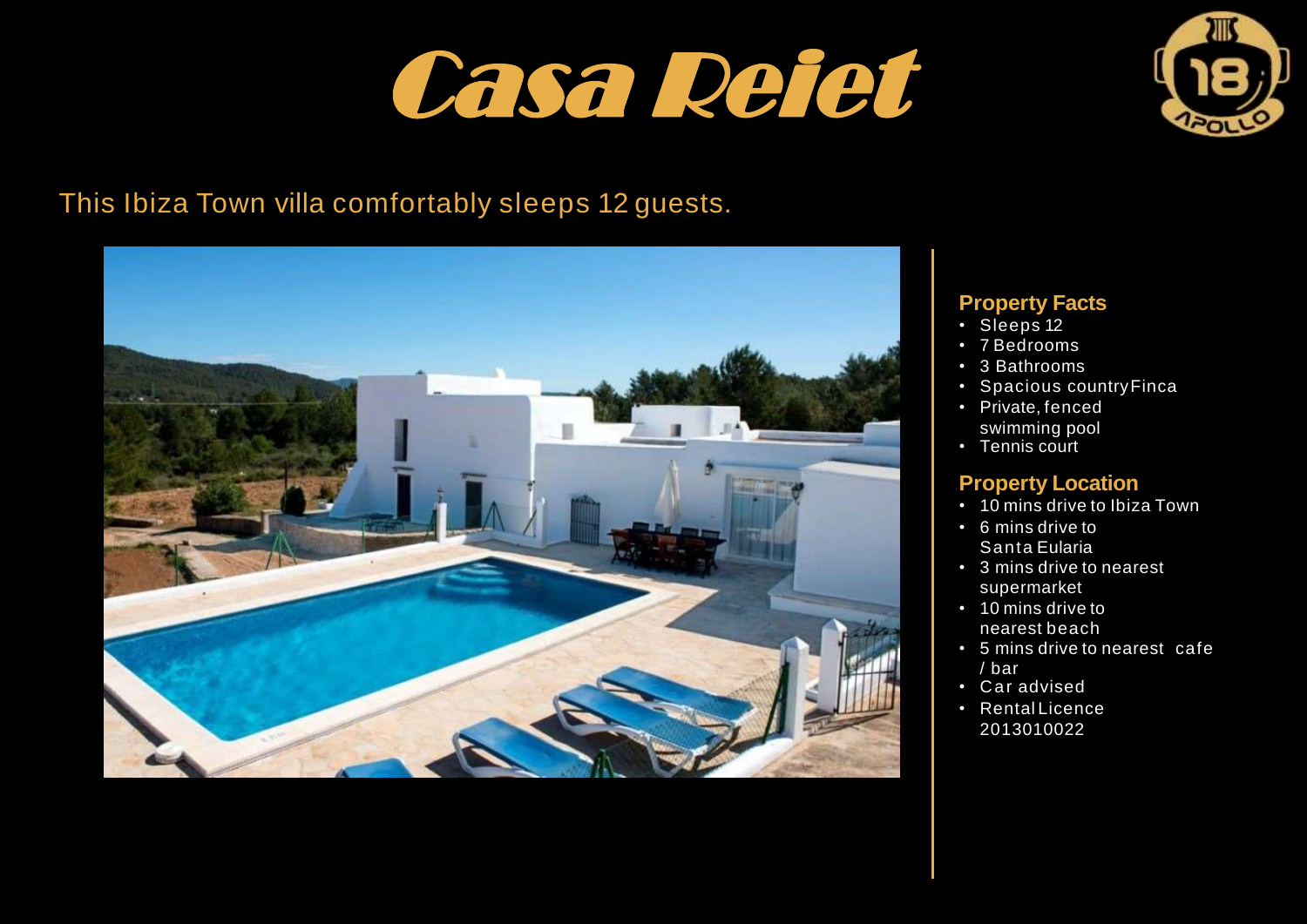# Casa Reiet

This Ibiza Town villa comfortably sleeps 12 guests.

## Property Facts

- Sleeps 12
- 7 Bedrooms
- 3 Bathrooms
- Spacious country Finca
- Private, fenced swimming pool
- Tennis court

## Property Location

- 10 mins drive to Ibiza Town
- 6 mins drive to Santa Eularia
- 3 mins drive to nearest supermarket
- 10 mins drive to nearest beach
- 5 mins drive to nearest cafe / bar
- Car advised
- Rental Licence 2013010022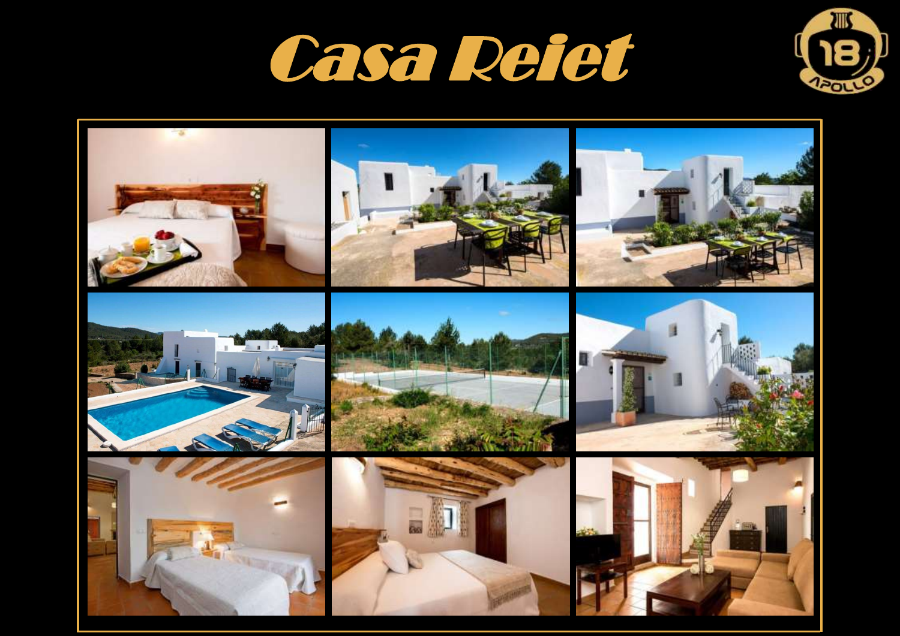# Casa Reiet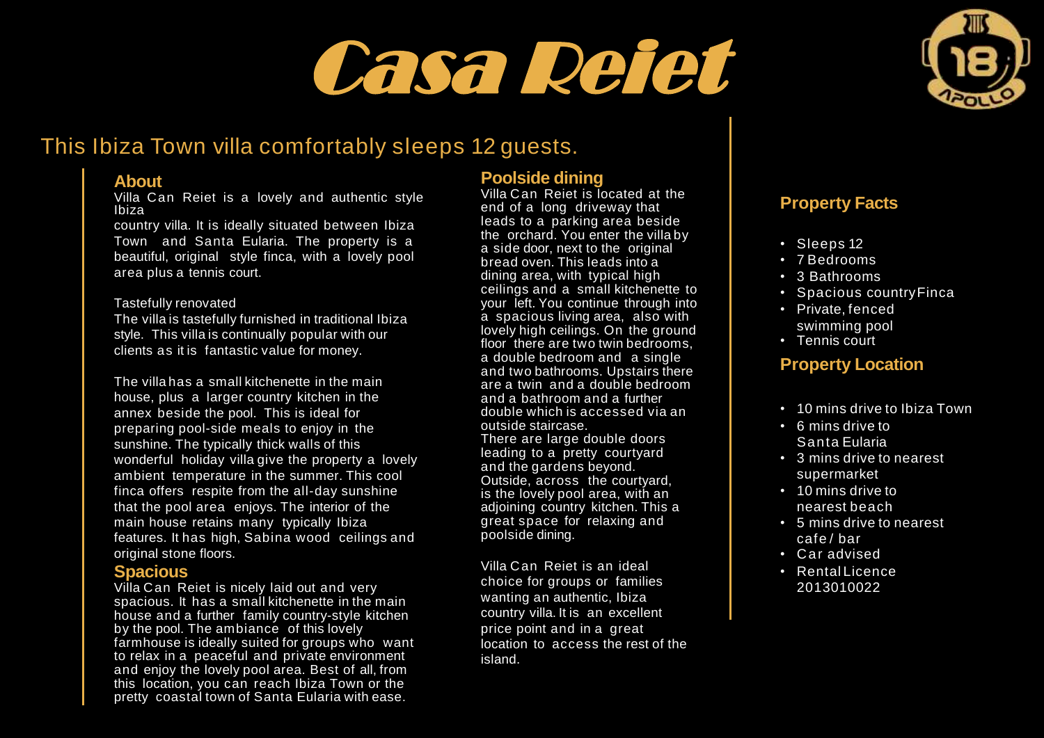# Casa Reiet

## This Ibiza Town villa comfortably sleeps 12 guests.

### About

Villa Can Reiet is a lovely and authentic style Ibiza country villa. It is ideally situated between Ibiza Town and Santa Eularia. The property is a beautiful, original style finca, with a lovely pool area plus a tennis court.

Tastefully renovated

The villa is tastefully furnished in traditional Ibiza style. This villa is continually popular with our clients as it is fantastic value for money.

The villa has a small kitchenette in the main house, plus a larger country kitchen in the annex beside the pool. This is ideal for preparing pool-side meals to enjoy in the sunshine. The typically thick walls of this wonderful holiday villa give the property a lovely ambient temperature in the summer. This cool finca offers respite from the all-day sunshine that the pool area enjoys. The interior of the main house retains many typically Ibiza features. It has high, Sabina wood ceilings and original stone floors.

### Spacious

Villa Can Reiet is nicely laid out and very spacious. It has a small kitchenette in the main house and a further family country-style kitchen by the pool. The ambiance of this lovely farmhouse is ideally suited for groups who want to relax in a peaceful and private environment and enjoy the lovely pool area. Best of all, from this location, you can reach Ibiza Town or the pretty coastal town of Santa Eularia with ease.

### Poolside dining

Villa Can Reiet is located at the end of a long driveway that leads to a parking area beside the orchard. You enter the villa by a side door, next to the original bread oven. This leads into a dining area, with typical high ceilings and a small kitchenette to your left. You continue through into a spacious living area, also with lovely high ceilings. On the ground floor there are two twin bedrooms, a double bedroom and a single and two bathrooms. Upstairs there are a twin and a double bedroom and a bathroom and a further double which is accessed via an outside staircase.
There are large double doors leading to a pretty courtyard and the gardens beyond.
Outside, across the courtyard, is the lovely pool area, with an adjoining country kitchen. This a great space for relaxing and poolside dining.

Villa Can Reiet is an ideal choice for groups or families wanting an authentic, Ibiza country villa. It is an excellent price point and in a great location to access the rest of the island.

### Property Facts

- Sleeps 12
- 7 Bedrooms
- 3 Bathrooms
- Spacious country Finca
- Private, fenced swimming pool
- Tennis court

### Property Location

- 10 mins drive to Ibiza Town
- 6 mins drive to Santa Eularia
- 3 mins drive to nearest supermarket
- 10 mins drive to nearest beach
- 5 mins drive to nearest cafe / bar
- Car advised
- Rental Licence 2013010022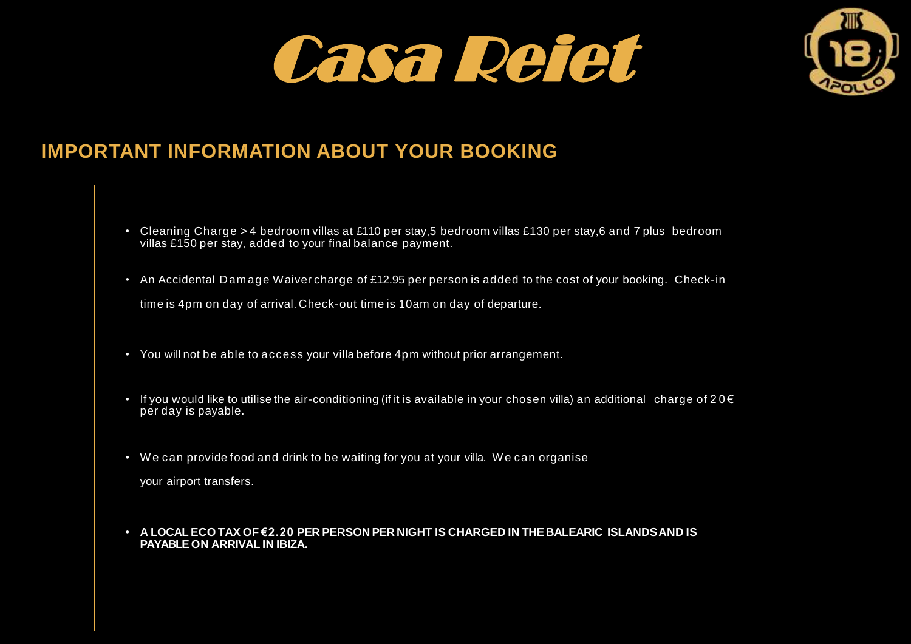# Casa Reiet

## IMPORTANT INFORMATION ABOUT YOUR BOOKING

- Cleaning Charge > 4 bedroom villas at £110 per stay,5 bedroom villas £130 per stay,6 and 7 plus bedroom villas £150 per stay, added to your final balance payment.
- An Accidental Damage Waiver charge of £12.95 per person is added to the cost of your booking. Check-in time is 4pm on day of arrival. Check-out time is 10am on day of departure.
- You will not be able to access your villa before 4pm without prior arrangement.
- If you would like to utilise the air-conditioning (if it is available in your chosen villa) an additional charge of 20€ per day is payable.
- We can provide food and drink to be waiting for you at your villa. We can organise your airport transfers.
- **A LOCAL ECO TAX OF €2.20 PER PERSON PER NIGHT IS CHARGED IN THE BALEARIC ISLANDS AND IS PAYABLE ON ARRIVAL IN IBIZA.**